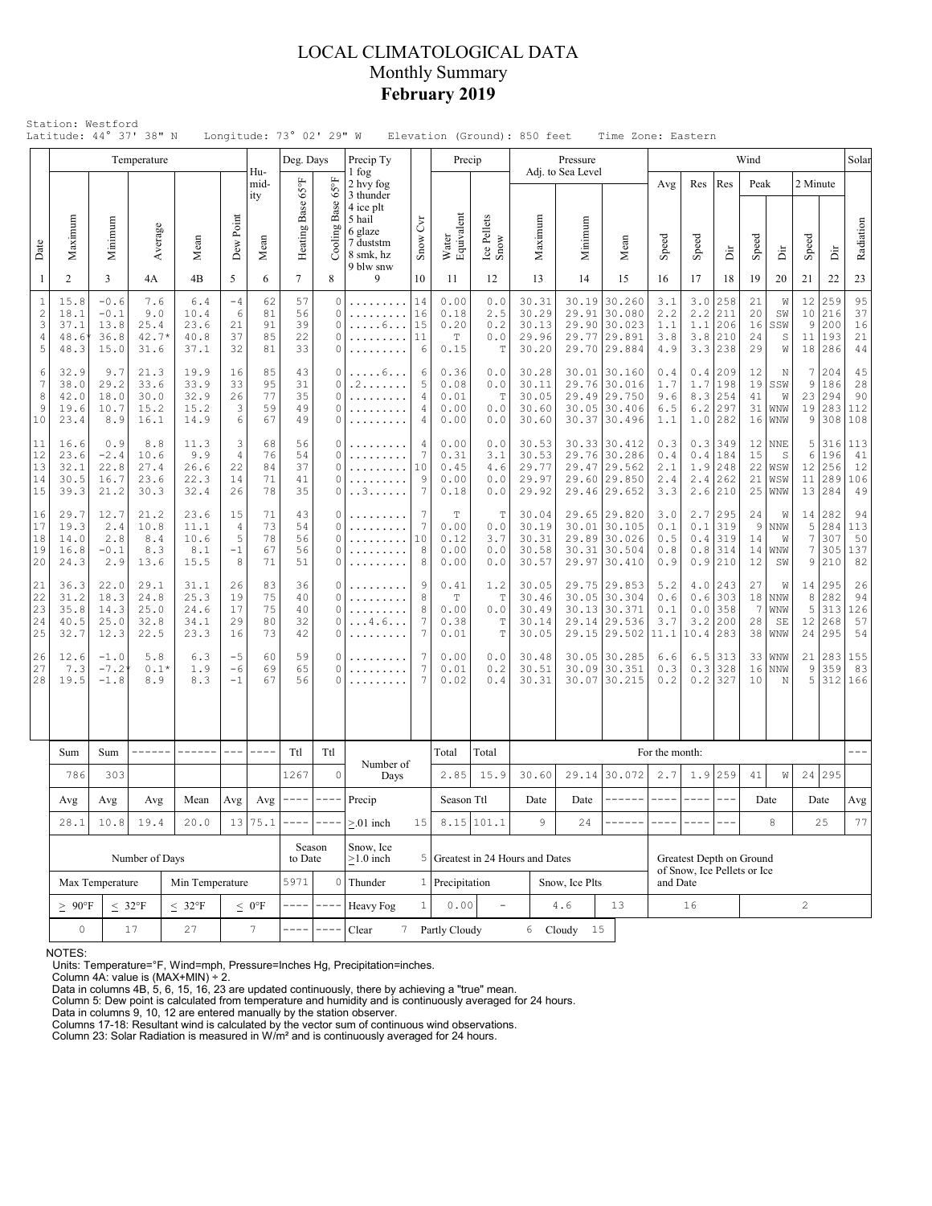# LOCAL CLIMATOLOGICAL DATA
## Monthly Summary
## February 2019

Station: Westford
Latitude: 44° 37' 38" N  Longitude: 73° 02' 29" W  Elevation (Ground): 850 feet  Time Zone: Eastern

| Date | Temperature Maximum | Temperature Minimum | Temperature Average | Temperature Mean | Dew Point | Humidity Mean | Deg. Days Heating Base 65°F | Deg. Days Cooling Base 65°F | Precip Ty (1 fog, 2 hvy fog, 3 thunder, 4 ice plt, 5 hail, 6 glaze, 7 duststm, 8 smk, hz, 9 blw snw) | Snow Cvr | Precip Water Equivalent | Precip Ice Pellets Snow | Pressure Adj. to Sea Level Maximum | Pressure Minimum | Pressure Mean | Wind Avg Speed | Wind Res Speed | Wind Res Dir | Wind Peak Speed | Wind Peak Dir | Wind 2 Minute Speed | Wind 2 Minute Dir | Solar Radiation |
|---|---|---|---|---|---|---|---|---|---|---|---|---|---|---|---|---|---|---|---|---|---|---|---|
| 1 | 2 | 3 | 4A | 4B | 5 | 6 | 7 | 8 | 9 | 10 | 11 | 12 | 13 | 14 | 15 | 16 | 17 | 18 | 19 | 20 | 21 | 22 | 23 |
| 1 | 15.8 | -0.6 | 7.6 | 6.4 | -4 | 62 | 57 | 0 | ......... | 14 | 0.00 | 0.0 | 30.31 | 30.19 | 30.260 | 3.1 | 3.0 | 258 | 21 | W | 12 | 259 | 95 |
| 2 | 18.1 | -0.1 | 9.0 | 10.4 | 6 | 81 | 56 | 0 | ......... | 16 | 0.18 | 2.5 | 30.29 | 29.91 | 30.080 | 2.2 | 2.2 | 211 | 20 | SW | 10 | 216 | 37 |
| 3 | 37.1 | 13.8 | 25.4 | 23.6 | 21 | 91 | 39 | 0 | .....6... | 15 | 0.20 | 0.2 | 30.13 | 29.90 | 30.023 | 1.1 | 1.1 | 206 | 16 | SSW | 9 | 200 | 16 |
| 4 | 48.6* | 36.8 | 42.7* | 40.8 | 37 | 85 | 22 | 0 | ......... | 11 | T | 0.0 | 29.96 | 29.77 | 29.891 | 3.8 | 3.8 | 210 | 24 | S | 11 | 193 | 21 |
| 5 | 48.3 | 15.0 | 31.6 | 37.1 | 32 | 81 | 33 | 0 | ......... | 6 | 0.15 | T | 30.20 | 29.70 | 29.884 | 4.9 | 3.3 | 238 | 29 | W | 18 | 286 | 44 |
| 6 | 32.9 | 9.7 | 21.3 | 19.9 | 16 | 85 | 43 | 0 | .....6... | 6 | 0.36 | 0.0 | 30.28 | 30.01 | 30.160 | 0.4 | 0.4 | 209 | 12 | N | 7 | 204 | 45 |
| 7 | 38.0 | 29.2 | 33.6 | 33.9 | 33 | 95 | 31 | 0 | .2....... | 5 | 0.08 | 0.0 | 30.11 | 29.76 | 30.016 | 1.7 | 1.7 | 198 | 19 | SSW | 9 | 186 | 28 |
| 8 | 42.0 | 18.0 | 30.0 | 32.9 | 26 | 77 | 35 | 0 | ......... | 4 | 0.01 | T | 30.05 | 29.49 | 29.750 | 9.6 | 8.3 | 254 | 41 | W | 23 | 294 | 90 |
| 9 | 19.6 | 10.7 | 15.2 | 15.2 | 3 | 59 | 49 | 0 | ......... | 4 | 0.00 | 0.0 | 30.60 | 30.05 | 30.406 | 6.5 | 6.2 | 297 | 31 | WNW | 19 | 283 | 112 |
| 10 | 23.4 | 8.9 | 16.1 | 14.9 | 6 | 67 | 49 | 0 | ......... | 4 | 0.00 | 0.0 | 30.60 | 30.37 | 30.496 | 1.1 | 1.0 | 282 | 16 | WNW | 9 | 308 | 108 |
| 11 | 16.6 | 0.9 | 8.8 | 11.3 | 3 | 68 | 56 | 0 | ......... | 4 | 0.00 | 0.0 | 30.53 | 30.33 | 30.412 | 0.3 | 0.3 | 349 | 12 | NNE | 5 | 316 | 113 |
| 12 | 23.6 | -2.4 | 10.6 | 9.9 | 4 | 76 | 54 | 0 | ......... | 7 | 0.31 | 3.1 | 30.53 | 29.76 | 30.286 | 0.4 | 0.4 | 184 | 15 | S | 6 | 196 | 41 |
| 13 | 32.1 | 22.8 | 27.4 | 26.6 | 22 | 84 | 37 | 0 | ......... | 10 | 0.45 | 4.6 | 29.77 | 29.47 | 29.562 | 2.1 | 1.9 | 248 | 22 | WSW | 12 | 256 | 12 |
| 14 | 30.5 | 16.7 | 23.6 | 22.3 | 14 | 71 | 41 | 0 | ......... | 9 | 0.00 | 0.0 | 29.97 | 29.60 | 29.850 | 2.4 | 2.4 | 262 | 21 | WSW | 11 | 289 | 106 |
| 15 | 39.3 | 21.2 | 30.3 | 32.4 | 26 | 78 | 35 | 0 | ..3...... | 7 | 0.18 | 0.0 | 29.92 | 29.46 | 29.652 | 3.3 | 2.6 | 210 | 25 | WNW | 13 | 284 | 49 |
| 16 | 29.7 | 12.7 | 21.2 | 23.6 | 15 | 71 | 43 | 0 | ......... | 7 | T | T | 30.04 | 29.65 | 29.820 | 3.0 | 2.7 | 295 | 24 | W | 14 | 282 | 94 |
| 17 | 19.3 | 2.4 | 10.8 | 11.1 | 4 | 73 | 54 | 0 | ......... | 7 | 0.00 | 0.0 | 30.19 | 30.01 | 30.105 | 0.1 | 0.1 | 319 | 9 | NNW | 5 | 284 | 113 |
| 18 | 14.0 | 2.8 | 8.4 | 10.6 | 5 | 78 | 56 | 0 | ......... | 10 | 0.12 | 3.7 | 30.31 | 29.89 | 30.026 | 0.5 | 0.4 | 319 | 14 | W | 7 | 307 | 50 |
| 19 | 16.8 | -0.1 | 8.3 | 8.1 | -1 | 67 | 56 | 0 | ......... | 8 | 0.00 | 0.0 | 30.58 | 30.31 | 30.504 | 0.8 | 0.8 | 314 | 14 | WNW | 7 | 305 | 137 |
| 20 | 24.3 | 2.9 | 13.6 | 15.5 | 8 | 71 | 51 | 0 | ......... | 8 | 0.00 | 0.0 | 30.57 | 29.97 | 30.410 | 0.9 | 0.9 | 210 | 12 | SW | 9 | 210 | 82 |
| 21 | 36.3 | 22.0 | 29.1 | 31.1 | 26 | 83 | 36 | 0 | ......... | 9 | 0.41 | 1.2 | 30.05 | 29.75 | 29.853 | 5.2 | 4.0 | 243 | 27 | W | 14 | 295 | 26 |
| 22 | 31.2 | 18.3 | 24.8 | 25.3 | 19 | 75 | 40 | 0 | ......... | 8 | T | T | 30.46 | 30.05 | 30.304 | 0.6 | 0.6 | 303 | 18 | NNW | 8 | 282 | 94 |
| 23 | 35.8 | 14.3 | 25.0 | 24.6 | 17 | 75 | 40 | 0 | ......... | 8 | 0.00 | 0.0 | 30.49 | 30.13 | 30.371 | 0.1 | 0.0 | 358 | 7 | WNW | 5 | 313 | 126 |
| 24 | 40.5 | 25.0 | 32.8 | 34.1 | 29 | 80 | 32 | 0 | ...4.6... | 7 | 0.38 | T | 30.14 | 29.14 | 29.536 | 3.7 | 3.2 | 200 | 28 | SE | 12 | 268 | 57 |
| 25 | 32.7 | 12.3 | 22.5 | 23.3 | 16 | 73 | 42 | 0 | ......... | 7 | 0.01 | T | 30.05 | 29.15 | 29.502 | 11.1 | 10.4 | 283 | 38 | WNW | 24 | 295 | 54 |
| 26 | 12.6 | -1.0 | 5.8 | 6.3 | -5 | 60 | 59 | 0 | ......... | 7 | 0.00 | 0.0 | 30.48 | 30.05 | 30.285 | 6.6 | 6.5 | 313 | 33 | WNW | 21 | 283 | 155 |
| 27 | 7.3 | -7.2* | 0.1* | 1.9 | -6 | 69 | 65 | 0 | ......... | 7 | 0.01 | 0.2 | 30.51 | 30.09 | 30.351 | 0.3 | 0.3 | 328 | 16 | NNW | 9 | 359 | 83 |
| 28 | 19.5 | -1.8 | 8.9 | 8.3 | -1 | 67 | 56 | 0 | ......... | 7 | 0.02 | 0.4 | 30.31 | 30.07 | 30.215 | 0.2 | 0.2 | 327 | 10 | N | 5 | 312 | 166 |
| | Sum | Sum | ------ | ------ | --- | ---- | Ttl | Ttl | Number of Days | | Total | Total | For the month: | | | | | | | | | | --- |
| | 786 | 303 | | | | | 1267 | 0 | | | 2.85 | 15.9 | 30.60 | 29.14 | 30.072 | 2.7 | 1.9 | 259 | 41 | W | 24 | 295 | |
| | Avg | Avg | Avg | Mean | Avg | Avg | ---- | ---- | Precip | | Season Ttl | | Date | Date | ------ | ---- | ---- | --- | Date | | Date | | Avg |
| | 28.1 | 10.8 | 19.4 | 20.0 | 13 | 75.1 | ---- | ---- | ≥.01 inch | 15 | 8.15 | 101.1 | 9 | 24 | ------ | ---- | ---- | --- | 8 | | 25 | | 77 |

| Number of Days | | | | Season to Date | | Snow, Ice ≥1.0 inch | 5 | Greatest in 24 Hours and Dates | | | | Greatest Depth on Ground of Snow, Ice Pellets or Ice and Date | |
|---|---|---|---|---|---|---|---|---|---|---|---|---|---|
| Max Temperature | | Min Temperature | | 5971 | 0 | Thunder | 1 | Precipitation | | Snow, Ice Plts | | | |
| ≥ 90°F | ≤ 32°F | ≤ 32°F | ≤ 0°F | ---- | ---- | Heavy Fog | 1 | 0.00 | - | 4.6 | 13 | 16 | 2 |
| 0 | 17 | 27 | 7 | ---- | ---- | Clear | 7 | Partly Cloudy | 6 | Cloudy | 15 | | |

NOTES:
Units: Temperature=°F, Wind=mph, Pressure=Inches Hg, Precipitation=inches.
Column 4A: value is (MAX+MIN) ÷ 2.
Data in columns 4B, 5, 6, 15, 16, 23 are updated continuously, there by achieving a "true" mean.
Column 5: Dew point is calculated from temperature and humidity and is continuously averaged for 24 hours.
Data in columns 9, 10, 12 are entered manually by the station observer.
Columns 17-18: Resultant wind is calculated by the vector sum of continuous wind observations.
Column 23: Solar Radiation is measured in W/m² and is continuously averaged for 24 hours.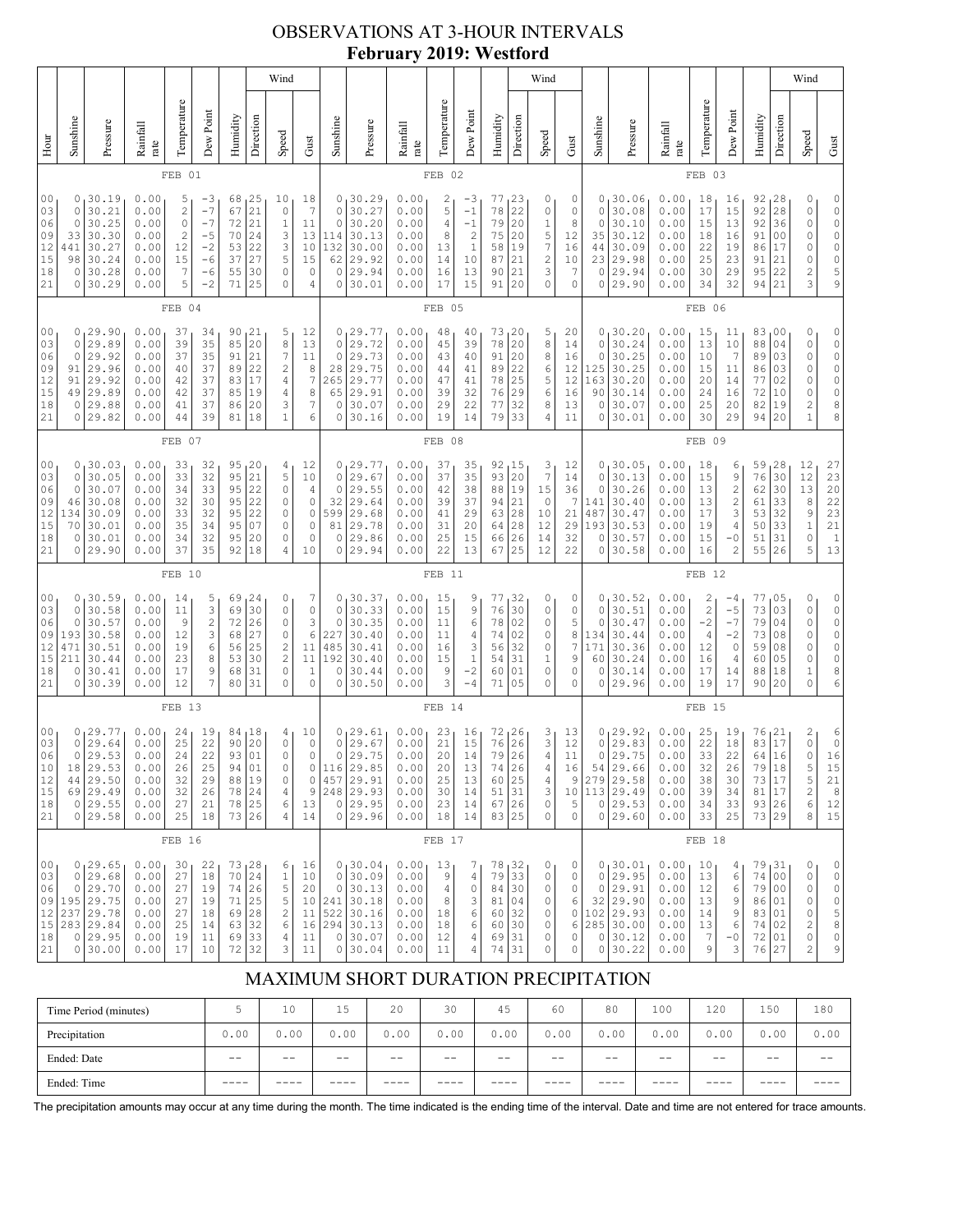# OBSERVATIONS AT 3-HOUR INTERVALS
## February 2019: Westford

| Hour | Sunshine | Pressure | Rainfall rate | Temperature | Dew Point | Humidity | Wind Direction | Wind Speed | Wind Gust | Sunshine | Pressure | Rainfall rate | Temperature | Dew Point | Humidity | Wind Direction | Wind Speed | Wind Gust | Sunshine | Pressure | Rainfall rate | Temperature | Dew Point | Humidity | Wind Direction | Wind Speed | Wind Gust |
|---|---|---|---|---|---|---|---|---|---|---|---|---|---|---|---|---|---|---|---|---|---|---|---|---|---|---|---|
| | FEB 01 | | | | | | | | | FEB 02 | | | | | | | | | FEB 03 | | | | | | | | |
| 00 | 0 | 30.19 | 0.00 | 5 | -3 | 68 | 25 | 10 | 18 | 0 | 30.29 | 0.00 | 2 | -3 | 77 | 23 | 0 | 0 | 0 | 30.06 | 0.00 | 18 | 16 | 92 | 28 | 0 | 0 |
| 03 | 0 | 30.21 | 0.00 | 2 | -7 | 67 | 21 | 0 | 7 | 0 | 30.27 | 0.00 | 5 | -1 | 78 | 22 | 0 | 0 | 0 | 30.08 | 0.00 | 17 | 15 | 92 | 28 | 0 | 0 |
| 06 | 0 | 30.25 | 0.00 | 0 | -7 | 72 | 21 | 1 | 11 | 0 | 30.20 | 0.00 | 4 | -1 | 79 | 20 | 1 | 8 | 0 | 30.10 | 0.00 | 15 | 13 | 92 | 36 | 0 | 0 |
| 09 | 33 | 30.30 | 0.00 | 2 | -5 | 70 | 24 | 3 | 13 | 114 | 30.13 | 0.00 | 8 | 2 | 75 | 20 | 5 | 12 | 35 | 30.12 | 0.00 | 18 | 16 | 91 | 00 | 0 | 0 |
| 12 | 441 | 30.27 | 0.00 | 12 | -2 | 53 | 22 | 3 | 10 | 132 | 30.00 | 0.00 | 13 | 1 | 58 | 19 | 7 | 16 | 44 | 30.09 | 0.00 | 22 | 19 | 86 | 17 | 0 | 0 |
| 15 | 98 | 30.24 | 0.00 | 15 | -6 | 37 | 27 | 5 | 15 | 62 | 29.92 | 0.00 | 14 | 10 | 87 | 21 | 2 | 10 | 23 | 29.98 | 0.00 | 25 | 23 | 91 | 21 | 0 | 0 |
| 18 | 0 | 30.28 | 0.00 | 7 | -6 | 55 | 30 | 0 | 0 | 0 | 29.94 | 0.00 | 16 | 13 | 90 | 21 | 3 | 7 | 0 | 29.94 | 0.00 | 30 | 29 | 95 | 22 | 2 | 5 |
| 21 | 0 | 30.29 | 0.00 | 5 | -2 | 71 | 25 | 0 | 4 | 0 | 30.01 | 0.00 | 17 | 15 | 91 | 20 | 0 | 0 | 0 | 29.90 | 0.00 | 34 | 32 | 94 | 21 | 3 | 9 |
| | FEB 04 | | | | | | | | | FEB 05 | | | | | | | | | FEB 06 | | | | | | | | |
| 00 | 0 | 29.90 | 0.00 | 37 | 34 | 90 | 21 | 5 | 12 | 0 | 29.77 | 0.00 | 48 | 40 | 73 | 20 | 5 | 20 | 0 | 30.20 | 0.00 | 15 | 11 | 83 | 00 | 0 | 0 |
| 03 | 0 | 29.89 | 0.00 | 39 | 35 | 85 | 20 | 8 | 13 | 0 | 29.72 | 0.00 | 45 | 39 | 78 | 20 | 8 | 14 | 0 | 30.24 | 0.00 | 13 | 10 | 88 | 04 | 0 | 0 |
| 06 | 0 | 29.92 | 0.00 | 37 | 35 | 91 | 21 | 7 | 11 | 0 | 29.73 | 0.00 | 43 | 40 | 91 | 20 | 8 | 16 | 0 | 30.25 | 0.00 | 10 | 7 | 89 | 03 | 0 | 0 |
| 09 | 91 | 29.96 | 0.00 | 40 | 37 | 89 | 22 | 2 | 8 | 28 | 29.75 | 0.00 | 44 | 41 | 89 | 22 | 6 | 12 | 125 | 30.25 | 0.00 | 15 | 11 | 86 | 03 | 0 | 0 |
| 12 | 91 | 29.92 | 0.00 | 42 | 37 | 83 | 17 | 4 | 7 | 265 | 29.77 | 0.00 | 47 | 41 | 78 | 25 | 5 | 12 | 163 | 30.20 | 0.00 | 20 | 14 | 77 | 02 | 0 | 0 |
| 15 | 49 | 29.89 | 0.00 | 42 | 37 | 85 | 19 | 4 | 8 | 65 | 29.91 | 0.00 | 39 | 32 | 76 | 29 | 6 | 16 | 90 | 30.14 | 0.00 | 24 | 16 | 72 | 10 | 0 | 0 |
| 18 | 0 | 29.88 | 0.00 | 41 | 37 | 86 | 20 | 3 | 7 | 0 | 30.07 | 0.00 | 29 | 22 | 77 | 32 | 8 | 13 | 0 | 30.07 | 0.00 | 25 | 20 | 82 | 19 | 2 | 8 |
| 21 | 0 | 29.82 | 0.00 | 44 | 39 | 81 | 18 | 1 | 6 | 0 | 30.16 | 0.00 | 19 | 14 | 79 | 33 | 4 | 11 | 0 | 30.01 | 0.00 | 30 | 29 | 94 | 20 | 1 | 8 |
| | FEB 07 | | | | | | | | | FEB 08 | | | | | | | | | FEB 09 | | | | | | | | |
| 00 | 0 | 30.03 | 0.00 | 33 | 32 | 95 | 20 | 4 | 12 | 0 | 29.77 | 0.00 | 37 | 35 | 92 | 15 | 3 | 12 | 0 | 30.05 | 0.00 | 18 | 6 | 59 | 28 | 12 | 27 |
| 03 | 0 | 30.05 | 0.00 | 33 | 32 | 95 | 21 | 5 | 10 | 0 | 29.67 | 0.00 | 37 | 35 | 93 | 20 | 7 | 14 | 0 | 30.13 | 0.00 | 15 | 9 | 76 | 30 | 12 | 23 |
| 06 | 0 | 30.07 | 0.00 | 34 | 33 | 95 | 22 | 0 | 4 | 0 | 29.55 | 0.00 | 42 | 38 | 88 | 19 | 15 | 36 | 0 | 30.26 | 0.00 | 13 | 2 | 62 | 30 | 13 | 20 |
| 09 | 46 | 30.08 | 0.00 | 32 | 30 | 95 | 22 | 0 | 0 | 32 | 29.64 | 0.00 | 39 | 37 | 94 | 21 | 0 | 7 | 141 | 30.40 | 0.00 | 13 | 2 | 61 | 33 | 8 | 22 |
| 12 | 134 | 30.09 | 0.00 | 33 | 32 | 95 | 22 | 0 | 0 | 599 | 29.68 | 0.00 | 41 | 29 | 63 | 28 | 10 | 21 | 487 | 30.47 | 0.00 | 17 | 3 | 53 | 32 | 9 | 23 |
| 15 | 70 | 30.01 | 0.00 | 35 | 34 | 95 | 07 | 0 | 0 | 81 | 29.78 | 0.00 | 31 | 20 | 64 | 28 | 12 | 29 | 193 | 30.53 | 0.00 | 19 | 4 | 50 | 33 | 1 | 21 |
| 18 | 0 | 30.01 | 0.00 | 34 | 32 | 95 | 20 | 0 | 0 | 0 | 29.86 | 0.00 | 25 | 15 | 66 | 26 | 14 | 32 | 0 | 30.57 | 0.00 | 15 | -0 | 51 | 31 | 0 | 1 |
| 21 | 0 | 29.90 | 0.00 | 37 | 35 | 92 | 18 | 4 | 10 | 0 | 29.94 | 0.00 | 22 | 13 | 67 | 25 | 12 | 22 | 0 | 30.58 | 0.00 | 16 | 2 | 55 | 26 | 5 | 13 |
| | FEB 10 | | | | | | | | | FEB 11 | | | | | | | | | FEB 12 | | | | | | | | |
| 00 | 0 | 30.59 | 0.00 | 14 | 5 | 69 | 24 | 0 | 7 | 0 | 30.37 | 0.00 | 15 | 9 | 77 | 32 | 0 | 0 | 0 | 30.52 | 0.00 | 2 | -4 | 77 | 05 | 0 | 0 |
| 03 | 0 | 30.58 | 0.00 | 11 | 3 | 69 | 30 | 0 | 0 | 0 | 30.33 | 0.00 | 15 | 9 | 76 | 30 | 0 | 0 | 0 | 30.51 | 0.00 | 2 | -5 | 73 | 03 | 0 | 0 |
| 06 | 0 | 30.57 | 0.00 | 9 | 2 | 72 | 26 | 0 | 3 | 0 | 30.35 | 0.00 | 11 | 6 | 78 | 02 | 0 | 5 | 0 | 30.47 | 0.00 | -2 | -7 | 79 | 04 | 0 | 0 |
| 09 | 193 | 30.58 | 0.00 | 12 | 3 | 68 | 27 | 0 | 6 | 227 | 30.40 | 0.00 | 11 | 4 | 74 | 02 | 0 | 8 | 134 | 30.44 | 0.00 | 4 | -2 | 73 | 08 | 0 | 0 |
| 12 | 471 | 30.51 | 0.00 | 19 | 6 | 56 | 25 | 2 | 11 | 485 | 30.41 | 0.00 | 16 | 3 | 56 | 32 | 0 | 7 | 171 | 30.36 | 0.00 | 12 | 0 | 59 | 08 | 0 | 0 |
| 15 | 211 | 30.44 | 0.00 | 23 | 8 | 53 | 30 | 2 | 11 | 192 | 30.40 | 0.00 | 15 | 1 | 54 | 31 | 1 | 9 | 60 | 30.24 | 0.00 | 16 | 4 | 60 | 05 | 0 | 0 |
| 18 | 0 | 30.41 | 0.00 | 17 | 9 | 68 | 31 | 0 | 1 | 0 | 30.44 | 0.00 | 9 | -2 | 60 | 01 | 0 | 0 | 0 | 30.14 | 0.00 | 17 | 14 | 88 | 18 | 1 | 8 |
| 21 | 0 | 30.39 | 0.00 | 12 | 7 | 80 | 31 | 0 | 0 | 0 | 30.50 | 0.00 | 3 | -4 | 71 | 05 | 0 | 0 | 0 | 29.96 | 0.00 | 19 | 17 | 90 | 20 | 0 | 6 |
| | FEB 13 | | | | | | | | | FEB 14 | | | | | | | | | FEB 15 | | | | | | | | |
| 00 | 0 | 29.77 | 0.00 | 24 | 19 | 84 | 18 | 4 | 10 | 0 | 29.61 | 0.00 | 23 | 16 | 72 | 26 | 3 | 13 | 0 | 29.92 | 0.00 | 25 | 19 | 76 | 21 | 2 | 6 |
| 03 | 0 | 29.64 | 0.00 | 25 | 22 | 90 | 20 | 0 | 0 | 0 | 29.67 | 0.00 | 21 | 15 | 76 | 26 | 3 | 12 | 0 | 29.83 | 0.00 | 22 | 18 | 83 | 17 | 0 | 0 |
| 06 | 0 | 29.53 | 0.00 | 24 | 22 | 93 | 01 | 0 | 0 | 0 | 29.75 | 0.00 | 20 | 14 | 79 | 26 | 4 | 11 | 0 | 29.75 | 0.00 | 33 | 22 | 64 | 16 | 0 | 16 |
| 10 | 18 | 29.53 | 0.00 | 26 | 25 | 94 | 01 | 0 | 0 | 116 | 29.85 | 0.00 | 20 | 13 | 74 | 26 | 4 | 16 | 54 | 29.66 | 0.00 | 32 | 26 | 79 | 18 | 5 | 15 |
| 12 | 44 | 29.50 | 0.00 | 32 | 29 | 88 | 19 | 0 | 0 | 457 | 29.91 | 0.00 | 25 | 13 | 60 | 25 | 4 | 9 | 279 | 29.58 | 0.00 | 38 | 30 | 73 | 17 | 5 | 21 |
| 15 | 69 | 29.49 | 0.00 | 32 | 26 | 78 | 24 | 4 | 9 | 248 | 29.93 | 0.00 | 30 | 14 | 51 | 31 | 3 | 10 | 113 | 29.49 | 0.00 | 39 | 34 | 81 | 17 | 2 | 8 |
| 18 | 0 | 29.55 | 0.00 | 27 | 21 | 78 | 25 | 6 | 13 | 0 | 29.95 | 0.00 | 23 | 14 | 67 | 26 | 0 | 5 | 0 | 29.53 | 0.00 | 34 | 33 | 93 | 26 | 6 | 12 |
| 21 | 0 | 29.58 | 0.00 | 25 | 18 | 73 | 26 | 4 | 14 | 0 | 29.96 | 0.00 | 18 | 14 | 83 | 25 | 0 | 0 | 0 | 29.60 | 0.00 | 33 | 25 | 73 | 29 | 8 | 15 |
| | FEB 16 | | | | | | | | | FEB 17 | | | | | | | | | FEB 18 | | | | | | | | |
| 00 | 0 | 29.65 | 0.00 | 30 | 22 | 73 | 28 | 6 | 16 | 0 | 30.04 | 0.00 | 13 | 7 | 78 | 32 | 0 | 0 | 0 | 30.01 | 0.00 | 10 | 4 | 79 | 31 | 0 | 0 |
| 03 | 0 | 29.68 | 0.00 | 27 | 18 | 70 | 24 | 1 | 10 | 0 | 30.09 | 0.00 | 9 | 4 | 79 | 33 | 0 | 0 | 0 | 29.95 | 0.00 | 13 | 6 | 74 | 00 | 0 | 0 |
| 06 | 0 | 29.70 | 0.00 | 27 | 19 | 74 | 26 | 5 | 20 | 0 | 30.13 | 0.00 | 4 | 0 | 84 | 30 | 0 | 0 | 0 | 29.91 | 0.00 | 12 | 6 | 79 | 00 | 0 | 0 |
| 09 | 195 | 29.75 | 0.00 | 27 | 19 | 71 | 25 | 5 | 10 | 241 | 30.18 | 0.00 | 8 | 3 | 81 | 04 | 0 | 6 | 32 | 29.90 | 0.00 | 13 | 9 | 86 | 01 | 0 | 0 |
| 12 | 237 | 29.78 | 0.00 | 27 | 18 | 69 | 28 | 2 | 11 | 522 | 30.16 | 0.00 | 18 | 6 | 60 | 32 | 0 | 0 | 102 | 29.93 | 0.00 | 14 | 9 | 83 | 01 | 0 | 5 |
| 15 | 283 | 29.84 | 0.00 | 25 | 14 | 63 | 32 | 6 | 16 | 294 | 30.13 | 0.00 | 18 | 6 | 60 | 30 | 0 | 6 | 285 | 30.00 | 0.00 | 13 | 6 | 74 | 02 | 2 | 8 |
| 18 | 0 | 29.95 | 0.00 | 19 | 11 | 69 | 33 | 4 | 11 | 0 | 30.07 | 0.00 | 12 | 4 | 69 | 31 | 0 | 0 | 0 | 30.12 | 0.00 | 7 | -0 | 72 | 01 | 0 | 0 |
| 21 | 0 | 30.00 | 0.00 | 17 | 10 | 72 | 32 | 3 | 11 | 0 | 30.04 | 0.00 | 11 | 4 | 74 | 31 | 0 | 0 | 0 | 30.22 | 0.00 | 9 | 3 | 76 | 27 | 2 | 9 |

## MAXIMUM SHORT DURATION PRECIPITATION

| Time Period (minutes) | 5 | 10 | 15 | 20 | 30 | 45 | 60 | 80 | 100 | 120 | 150 | 180 |
|---|---|---|---|---|---|---|---|---|---|---|---|---|
| Precipitation | 0.00 | 0.00 | 0.00 | 0.00 | 0.00 | 0.00 | 0.00 | 0.00 | 0.00 | 0.00 | 0.00 | 0.00 |
| Ended: Date | -- | -- | -- | -- | -- | -- | -- | -- | -- | -- | -- | -- |
| Ended: Time | ---- | ---- | ---- | ---- | ---- | ---- | ---- | ---- | ---- | ---- | ---- | ---- |

The precipitation amounts may occur at any time during the month. The time indicated is the ending time of the interval. Date and time are not entered for trace amounts.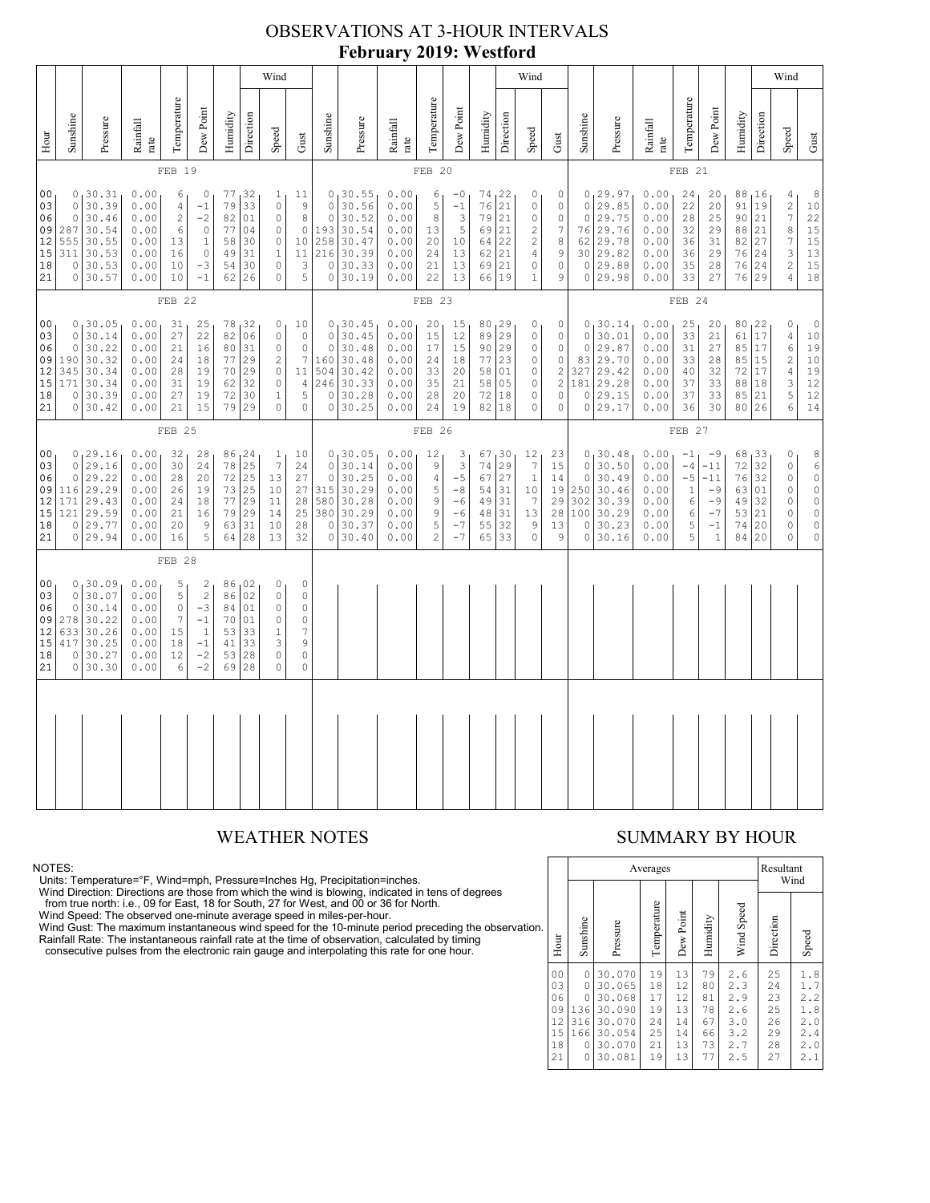# OBSERVATIONS AT 3-HOUR INTERVALS
## February 2019: Westford

### FEB 19

| Hour | Sunshine | Pressure | Rainfall rate | Temperature | Dew Point | Humidity | Wind Direction | Wind Speed | Wind Gust |
|---|---|---|---|---|---|---|---|---|---|
| 00 | 0 | 30.31 | 0.00 | 6 | 0 | 77 | 32 | 1 | 11 |
| 03 | 0 | 30.39 | 0.00 | 4 | -1 | 79 | 33 | 0 | 9 |
| 06 | 0 | 30.46 | 0.00 | 2 | -2 | 82 | 01 | 0 | 8 |
| 09 | 287 | 30.54 | 0.00 | 6 | 0 | 77 | 04 | 0 | 0 |
| 12 | 555 | 30.55 | 0.00 | 13 | 1 | 58 | 30 | 0 | 10 |
| 15 | 311 | 30.53 | 0.00 | 16 | 0 | 49 | 31 | 1 | 11 |
| 18 | 0 | 30.53 | 0.00 | 10 | -3 | 54 | 30 | 0 | 3 |
| 21 | 0 | 30.57 | 0.00 | 10 | -1 | 62 | 26 | 0 | 5 |

### FEB 20

| Hour | Sunshine | Pressure | Rainfall rate | Temperature | Dew Point | Humidity | Wind Direction | Wind Speed | Wind Gust |
|---|---|---|---|---|---|---|---|---|---|
| 00 | 0 | 30.55 | 0.00 | 6 | -0 | 74 | 22 | 0 | 0 |
| 03 | 0 | 30.56 | 0.00 | 5 | -1 | 76 | 21 | 0 | 0 |
| 06 | 0 | 30.52 | 0.00 | 8 | 3 | 79 | 21 | 0 | 0 |
| 09 | 193 | 30.54 | 0.00 | 13 | 5 | 69 | 21 | 2 | 7 |
| 12 | 258 | 30.47 | 0.00 | 20 | 10 | 64 | 22 | 2 | 8 |
| 15 | 216 | 30.39 | 0.00 | 24 | 13 | 62 | 21 | 4 | 9 |
| 18 | 0 | 30.33 | 0.00 | 21 | 13 | 69 | 21 | 0 | 0 |
| 21 | 0 | 30.19 | 0.00 | 22 | 13 | 66 | 19 | 1 | 9 |

### FEB 21

| Hour | Sunshine | Pressure | Rainfall rate | Temperature | Dew Point | Humidity | Wind Direction | Wind Speed | Wind Gust |
|---|---|---|---|---|---|---|---|---|---|
| 00 | 0 | 29.97 | 0.00 | 24 | 20 | 88 | 16 | 4 | 8 |
| 03 | 0 | 29.85 | 0.00 | 22 | 20 | 91 | 19 | 2 | 10 |
| 06 | 0 | 29.75 | 0.00 | 28 | 25 | 90 | 21 | 7 | 22 |
| 09 | 76 | 29.76 | 0.00 | 32 | 29 | 88 | 21 | 8 | 15 |
| 12 | 62 | 29.78 | 0.00 | 36 | 31 | 82 | 27 | 7 | 15 |
| 15 | 30 | 29.82 | 0.00 | 36 | 29 | 76 | 24 | 3 | 13 |
| 18 | 0 | 29.88 | 0.00 | 35 | 28 | 76 | 24 | 2 | 15 |
| 21 | 0 | 29.98 | 0.00 | 33 | 27 | 76 | 29 | 4 | 18 |

### FEB 22

| Hour | Sunshine | Pressure | Rainfall rate | Temperature | Dew Point | Humidity | Wind Direction | Wind Speed | Wind Gust |
|---|---|---|---|---|---|---|---|---|---|
| 00 | 0 | 30.05 | 0.00 | 31 | 25 | 78 | 32 | 0 | 10 |
| 03 | 0 | 30.14 | 0.00 | 27 | 22 | 82 | 06 | 0 | 0 |
| 06 | 0 | 30.22 | 0.00 | 21 | 16 | 80 | 31 | 0 | 0 |
| 09 | 190 | 30.32 | 0.00 | 24 | 18 | 77 | 29 | 2 | 7 |
| 12 | 345 | 30.34 | 0.00 | 28 | 19 | 70 | 29 | 0 | 11 |
| 15 | 171 | 30.34 | 0.00 | 31 | 19 | 62 | 32 | 0 | 4 |
| 18 | 0 | 30.39 | 0.00 | 27 | 19 | 72 | 30 | 1 | 5 |
| 21 | 0 | 30.42 | 0.00 | 21 | 15 | 79 | 29 | 0 | 0 |

### FEB 23

| Hour | Sunshine | Pressure | Rainfall rate | Temperature | Dew Point | Humidity | Wind Direction | Wind Speed | Wind Gust |
|---|---|---|---|---|---|---|---|---|---|
| 00 | 0 | 30.45 | 0.00 | 20 | 15 | 80 | 29 | 0 | 0 |
| 03 | 0 | 30.45 | 0.00 | 15 | 12 | 89 | 29 | 0 | 0 |
| 06 | 0 | 30.48 | 0.00 | 17 | 15 | 90 | 29 | 0 | 0 |
| 09 | 160 | 30.48 | 0.00 | 24 | 18 | 77 | 23 | 0 | 0 |
| 12 | 504 | 30.42 | 0.00 | 33 | 20 | 58 | 01 | 0 | 2 |
| 15 | 246 | 30.33 | 0.00 | 35 | 21 | 58 | 05 | 0 | 2 |
| 18 | 0 | 30.28 | 0.00 | 28 | 20 | 72 | 18 | 0 | 0 |
| 21 | 0 | 30.25 | 0.00 | 24 | 19 | 82 | 18 | 0 | 0 |

### FEB 24

| Hour | Sunshine | Pressure | Rainfall rate | Temperature | Dew Point | Humidity | Wind Direction | Wind Speed | Wind Gust |
|---|---|---|---|---|---|---|---|---|---|
| 00 | 0 | 30.14 | 0.00 | 25 | 20 | 80 | 22 | 0 | 0 |
| 03 | 0 | 30.01 | 0.00 | 33 | 21 | 61 | 17 | 4 | 10 |
| 06 | 0 | 29.87 | 0.00 | 31 | 27 | 85 | 17 | 6 | 19 |
| 09 | 83 | 29.70 | 0.00 | 33 | 28 | 85 | 15 | 2 | 10 |
| 12 | 327 | 29.42 | 0.00 | 40 | 32 | 72 | 17 | 4 | 19 |
| 15 | 181 | 29.28 | 0.00 | 37 | 33 | 88 | 18 | 3 | 12 |
| 18 | 0 | 29.15 | 0.00 | 37 | 33 | 85 | 21 | 5 | 12 |
| 21 | 0 | 29.17 | 0.00 | 36 | 30 | 80 | 26 | 6 | 14 |

### FEB 25

| Hour | Sunshine | Pressure | Rainfall rate | Temperature | Dew Point | Humidity | Wind Direction | Wind Speed | Wind Gust |
|---|---|---|---|---|---|---|---|---|---|
| 00 | 0 | 29.16 | 0.00 | 32 | 28 | 86 | 24 | 1 | 10 |
| 03 | 0 | 29.16 | 0.00 | 30 | 24 | 78 | 25 | 7 | 24 |
| 06 | 0 | 29.22 | 0.00 | 28 | 20 | 72 | 25 | 13 | 27 |
| 09 | 116 | 29.29 | 0.00 | 26 | 19 | 73 | 25 | 10 | 27 |
| 12 | 171 | 29.43 | 0.00 | 24 | 18 | 77 | 29 | 11 | 28 |
| 15 | 121 | 29.59 | 0.00 | 21 | 16 | 79 | 29 | 14 | 25 |
| 18 | 0 | 29.77 | 0.00 | 20 | 9 | 63 | 31 | 10 | 28 |
| 21 | 0 | 29.94 | 0.00 | 16 | 5 | 64 | 28 | 13 | 32 |

### FEB 26

| Hour | Sunshine | Pressure | Rainfall rate | Temperature | Dew Point | Humidity | Wind Direction | Wind Speed | Wind Gust |
|---|---|---|---|---|---|---|---|---|---|
| 00 | 0 | 30.05 | 0.00 | 12 | 3 | 67 | 30 | 12 | 23 |
| 03 | 0 | 30.14 | 0.00 | 9 | 3 | 74 | 29 | 7 | 15 |
| 06 | 0 | 30.25 | 0.00 | 4 | -5 | 67 | 27 | 1 | 14 |
| 09 | 315 | 30.29 | 0.00 | 5 | -8 | 54 | 31 | 10 | 19 |
| 12 | 580 | 30.28 | 0.00 | 9 | -6 | 49 | 31 | 7 | 29 |
| 15 | 380 | 30.29 | 0.00 | 9 | -6 | 48 | 31 | 13 | 28 |
| 18 | 0 | 30.37 | 0.00 | 5 | -7 | 55 | 32 | 9 | 13 |
| 21 | 0 | 30.40 | 0.00 | 2 | -7 | 65 | 33 | 0 | 9 |

### FEB 27

| Hour | Sunshine | Pressure | Rainfall rate | Temperature | Dew Point | Humidity | Wind Direction | Wind Speed | Wind Gust |
|---|---|---|---|---|---|---|---|---|---|
| 00 | 0 | 30.48 | 0.00 | -1 | -9 | 68 | 33 | 0 | 8 |
| 03 | 0 | 30.50 | 0.00 | -4 | -11 | 72 | 32 | 0 | 6 |
| 06 | 0 | 30.49 | 0.00 | -5 | -11 | 76 | 32 | 0 | 0 |
| 09 | 250 | 30.46 | 0.00 | 1 | -9 | 63 | 01 | 0 | 0 |
| 12 | 302 | 30.39 | 0.00 | 6 | -9 | 49 | 32 | 0 | 0 |
| 15 | 100 | 30.29 | 0.00 | 6 | -7 | 53 | 21 | 0 | 0 |
| 18 | 0 | 30.23 | 0.00 | 5 | -1 | 74 | 20 | 0 | 0 |
| 21 | 0 | 30.16 | 0.00 | 5 | 1 | 84 | 20 | 0 | 0 |

### FEB 28

| Hour | Sunshine | Pressure | Rainfall rate | Temperature | Dew Point | Humidity | Wind Direction | Wind Speed | Wind Gust |
|---|---|---|---|---|---|---|---|---|---|
| 00 | 0 | 30.09 | 0.00 | 5 | 2 | 86 | 02 | 0 | 0 |
| 03 | 0 | 30.07 | 0.00 | 5 | 2 | 86 | 02 | 0 | 0 |
| 06 | 0 | 30.14 | 0.00 | 0 | -3 | 84 | 01 | 0 | 0 |
| 09 | 278 | 30.22 | 0.00 | 7 | -1 | 70 | 01 | 0 | 0 |
| 12 | 633 | 30.26 | 0.00 | 15 | 1 | 53 | 33 | 1 | 7 |
| 15 | 417 | 30.25 | 0.00 | 18 | -1 | 41 | 33 | 3 | 9 |
| 18 | 0 | 30.27 | 0.00 | 12 | -2 | 53 | 28 | 0 | 0 |
| 21 | 0 | 30.30 | 0.00 | 6 | -2 | 69 | 28 | 0 | 0 |

## WEATHER NOTES

NOTES:
Units: Temperature=°F, Wind=mph, Pressure=Inches Hg, Precipitation=inches.
Wind Direction: Directions are those from which the wind is blowing, indicated in tens of degrees from true north: i.e., 09 for East, 18 for South, 27 for West, and 00 or 36 for North.
Wind Speed: The observed one-minute average speed in miles-per-hour.
Wind Gust: The maximum instantaneous wind speed for the 10-minute period preceding the observation.
Rainfall Rate: The instantaneous rainfall rate at the time of observation, calculated by timing consecutive pulses from the electronic rain gauge and interpolating this rate for one hour.

## SUMMARY BY HOUR

| Hour | Averages | | | | | | Resultant Wind | |
|---|---|---|---|---|---|---|---|---|
| | Sunshine | Pressure | Temperature | Dew Point | Humidity | Wind Speed | Direction | Speed |
| 00 | 0 | 30.070 | 19 | 13 | 79 | 2.6 | 25 | 1.8 |
| 03 | 0 | 30.065 | 18 | 12 | 80 | 2.3 | 24 | 1.7 |
| 06 | 0 | 30.068 | 17 | 12 | 81 | 2.9 | 23 | 2.2 |
| 09 | 136 | 30.090 | 19 | 13 | 78 | 2.6 | 25 | 1.8 |
| 12 | 316 | 30.070 | 24 | 14 | 67 | 3.0 | 26 | 2.0 |
| 15 | 166 | 30.054 | 25 | 14 | 66 | 3.2 | 29 | 2.4 |
| 18 | 0 | 30.070 | 21 | 13 | 73 | 2.7 | 28 | 2.0 |
| 21 | 0 | 30.081 | 19 | 13 | 77 | 2.5 | 27 | 2.1 |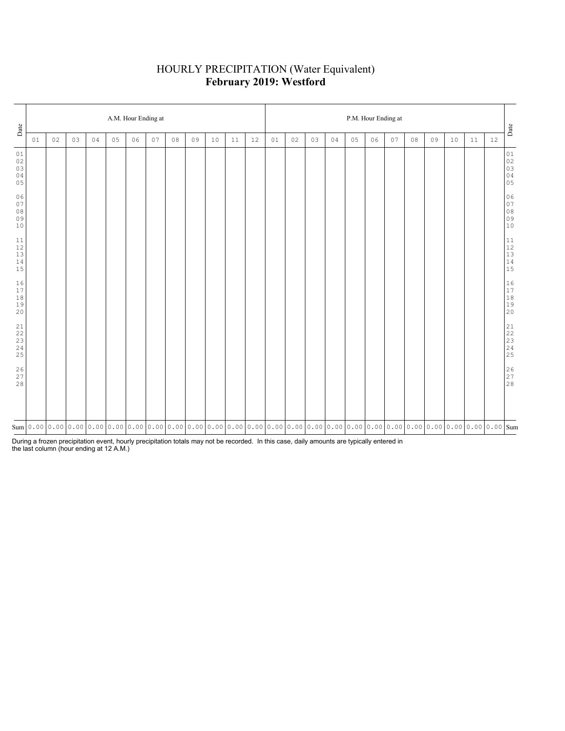# HOURLY PRECIPITATION (Water Equivalent)

## February 2019: Westford

| Date | A.M. Hour Ending at | | | | | | | | | | | | P.M. Hour Ending at | | | | | | | | | | | | Date |
|---|---|---|---|---|---|---|---|---|---|---|---|---|---|---|---|---|---|---|---|---|---|---|---|---|---|
| | 01 | 02 | 03 | 04 | 05 | 06 | 07 | 08 | 09 | 10 | 11 | 12 | 01 | 02 | 03 | 04 | 05 | 06 | 07 | 08 | 09 | 10 | 11 | 12 | |
| 01 | | | | | | | | | | | | | | | | | | | | | | | | | 01 |
| 02 | | | | | | | | | | | | | | | | | | | | | | | | | 02 |
| 03 | | | | | | | | | | | | | | | | | | | | | | | | | 03 |
| 04 | | | | | | | | | | | | | | | | | | | | | | | | | 04 |
| 05 | | | | | | | | | | | | | | | | | | | | | | | | | 05 |
| 06 | | | | | | | | | | | | | | | | | | | | | | | | | 06 |
| 07 | | | | | | | | | | | | | | | | | | | | | | | | | 07 |
| 08 | | | | | | | | | | | | | | | | | | | | | | | | | 08 |
| 09 | | | | | | | | | | | | | | | | | | | | | | | | | 09 |
| 10 | | | | | | | | | | | | | | | | | | | | | | | | | 10 |
| 11 | | | | | | | | | | | | | | | | | | | | | | | | | 11 |
| 12 | | | | | | | | | | | | | | | | | | | | | | | | | 12 |
| 13 | | | | | | | | | | | | | | | | | | | | | | | | | 13 |
| 14 | | | | | | | | | | | | | | | | | | | | | | | | | 14 |
| 15 | | | | | | | | | | | | | | | | | | | | | | | | | 15 |
| 16 | | | | | | | | | | | | | | | | | | | | | | | | | 16 |
| 17 | | | | | | | | | | | | | | | | | | | | | | | | | 17 |
| 18 | | | | | | | | | | | | | | | | | | | | | | | | | 18 |
| 19 | | | | | | | | | | | | | | | | | | | | | | | | | 19 |
| 20 | | | | | | | | | | | | | | | | | | | | | | | | | 20 |
| 21 | | | | | | | | | | | | | | | | | | | | | | | | | 21 |
| 22 | | | | | | | | | | | | | | | | | | | | | | | | | 22 |
| 23 | | | | | | | | | | | | | | | | | | | | | | | | | 23 |
| 24 | | | | | | | | | | | | | | | | | | | | | | | | | 24 |
| 25 | | | | | | | | | | | | | | | | | | | | | | | | | 25 |
| 26 | | | | | | | | | | | | | | | | | | | | | | | | | 26 |
| 27 | | | | | | | | | | | | | | | | | | | | | | | | | 27 |
| 28 | | | | | | | | | | | | | | | | | | | | | | | | | 28 |
| Sum | 0.00 | 0.00 | 0.00 | 0.00 | 0.00 | 0.00 | 0.00 | 0.00 | 0.00 | 0.00 | 0.00 | 0.00 | 0.00 | 0.00 | 0.00 | 0.00 | 0.00 | 0.00 | 0.00 | 0.00 | 0.00 | 0.00 | 0.00 | 0.00 | Sum |

During a frozen precipitation event, hourly precipitation totals may not be recorded. In this case, daily amounts are typically entered in the last column (hour ending at 12 A.M.)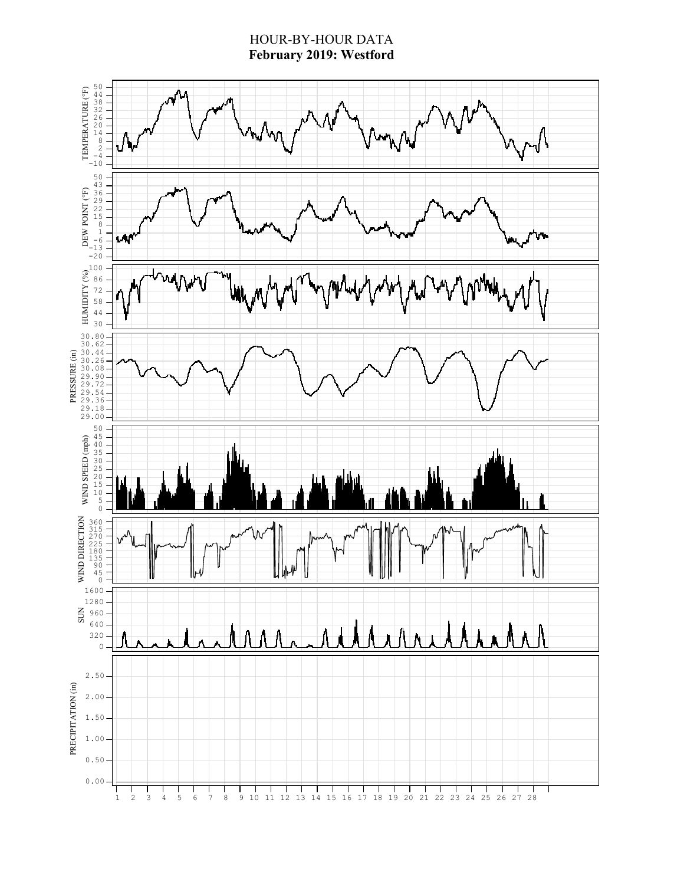# HOUR-BY-HOUR DATA

**February 2019: Westford**

TEMPERATURE (°F): 50, 44, 38, 32, 26, 20, 14, 8, 2, −4, −10

DEW POINT (°F): 50, 43, 36, 29, 22, 15, 8, 1, −6, −13, −20

HUMIDITY (%): 100, 86, 72, 58, 44, 30

PRESSURE (in): 30.80, 30.62, 30.44, 30.26, 30.08, 29.90, 29.72, 29.54, 29.36, 29.18, 29.00

WIND SPEED (mph): 50, 45, 40, 35, 30, 25, 20, 15, 10, 5, 0

WIND DIRECTION: 360, 315, 270, 225, 180, 135, 90, 45, 0

SUN: 1600, 1280, 960, 640, 320, 0

PRECIPITATION (in): 2.50, 2.00, 1.50, 1.00, 0.50, 0.00

1 2 3 4 5 6 7 8 9 10 11 12 13 14 15 16 17 18 19 20 21 22 23 24 25 26 27 28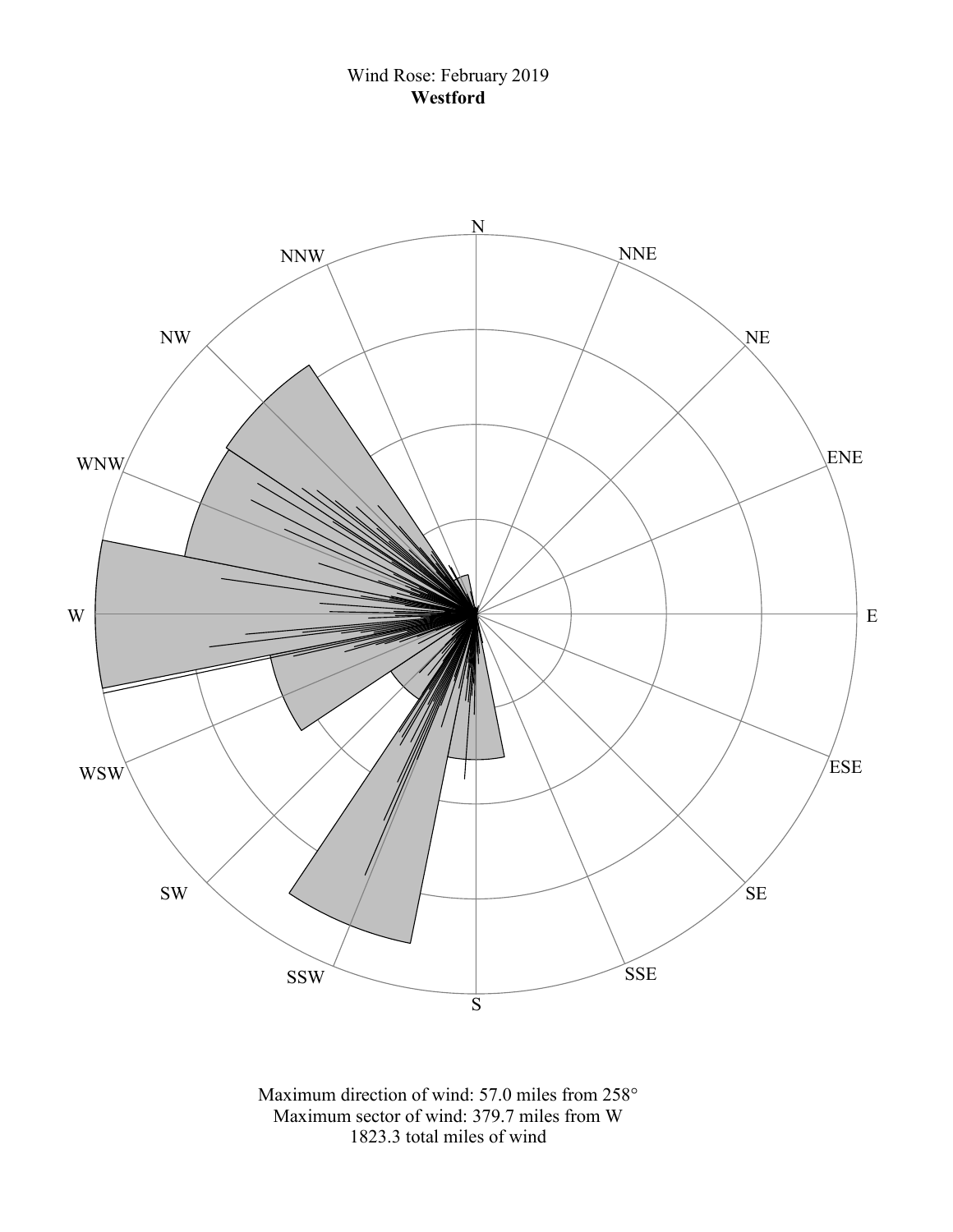Wind Rose: February 2019

**Westford**

N

NNE

NE

ENE

E

ESE

SE

SSE

S

SSW

SW

WSW

W

WNW

NW

NNW

Maximum direction of wind: 57.0 miles from 258°

Maximum sector of wind: 379.7 miles from W

1823.3 total miles of wind